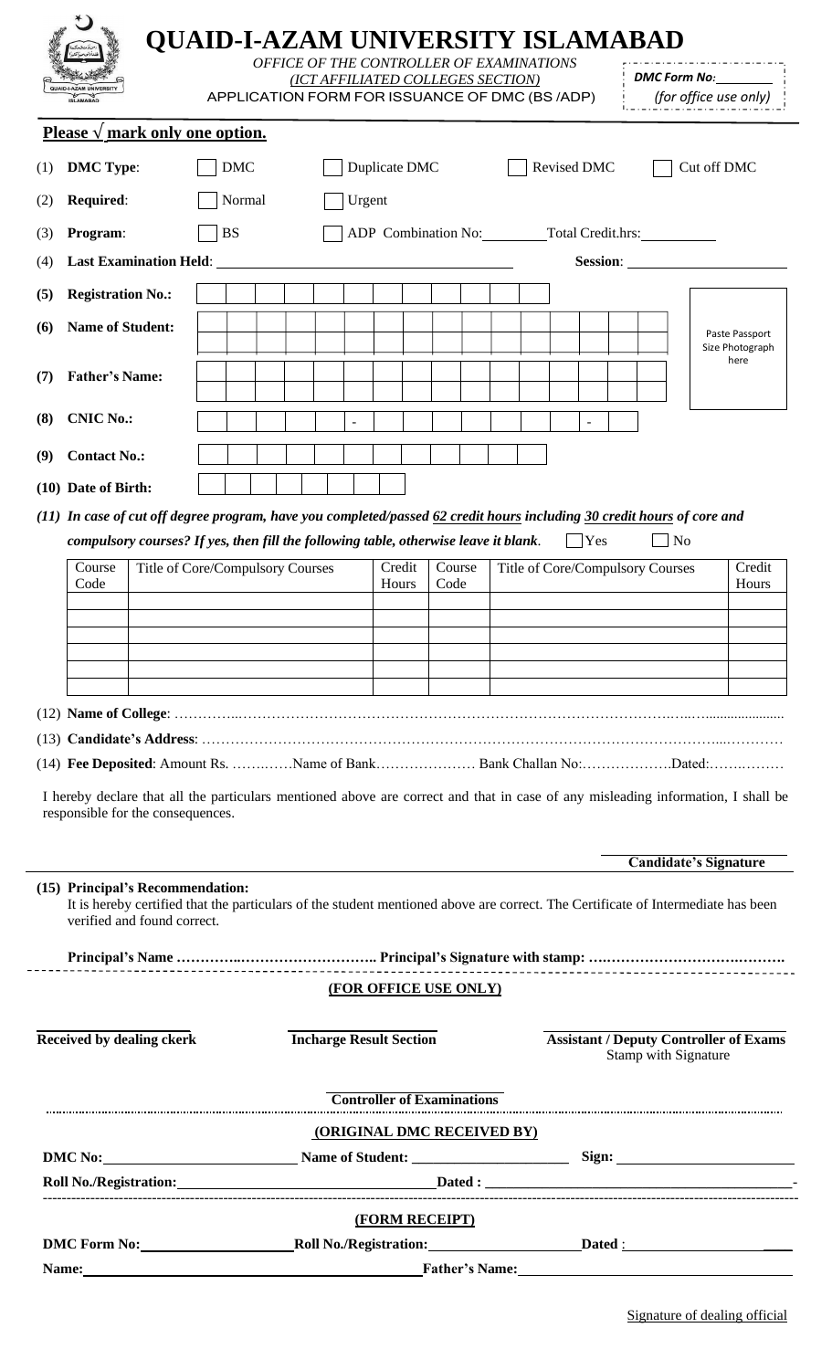# QUAID-I-AZAM UNIVERSITY ISLAMABAD

*OFFICE OF THE CONTROLLER OF EXAMINATIONS*
*(ICT AFFILIATED COLLEGES SECTION)*
APPLICATION FORM FOR ISSUANCE OF DMC (BS /ADP)

***DMC Form No:*** ________
*(for office use only)*

**Please √ mark only one option.**

(1) **DMC Type**: ☐ DMC ☐ Duplicate DMC ☐ Revised DMC ☐ Cut off DMC

(2) **Required**: ☐ Normal ☐ Urgent

(3) **Program**: ☐ BS ☐ ADP Combination No: ________ Total Credit.hrs: ________

(4) **Last Examination Held**: ______________________ **Session**: ______________

**(5) Registration No.:**

**(6) Name of Student:**

**(7) Father's Name:**

**(8) CNIC No.:** _ _ _ _ _ - _ _ _ _ _ _ _ - _

**(9) Contact No.:**

**(10) Date of Birth:**

Paste Passport Size Photograph here

***(11) In case of cut off degree program, have you completed/passed 62 credit hours including 30 credit hours of core and compulsory courses? If yes, then fill the following table, otherwise leave it blank.*** ☐ Yes ☐ No

| Course Code | Title of Core/Compulsory Courses | Credit Hours | Course Code | Title of Core/Compulsory Courses | Credit Hours |
|---|---|---|---|---|---|
| | | | | | |
| | | | | | |
| | | | | | |
| | | | | | |
| | | | | | |
| | | | | | |

(12) **Name of College**: ……………………………………………………………………………………………

(13) **Candidate's Address**: ……………………………………………………………………………………………

(14) **Fee Deposited**: Amount Rs. ……..……Name of Bank………………… Bank Challan No:……………….Dated:……..………

I hereby declare that all the particulars mentioned above are correct and that in case of any misleading information, I shall be responsible for the consequences.

**Candidate's Signature**

**(15) Principal's Recommendation:**
It is hereby certified that the particulars of the student mentioned above are correct. The Certificate of Intermediate has been verified and found correct.

**Principal's Name ………………………………………….. Principal's Signature with stamp: ………………………………………….**

**(FOR OFFICE USE ONLY)**

**Received by dealing ckerk** **Incharge Result Section** **Assistant / Deputy Controller of Exams**
Stamp with Signature

**Controller of Examinations**

**(ORIGINAL DMC RECEIVED BY)**

**DMC No:** ______________ **Name of Student:** ______________ **Sign:** ______________

**Roll No./Registration:** ______________ **Dated :** ______________

**(FORM RECEIPT)**

**DMC Form No:** ______________ **Roll No./Registration:** ______________ **Dated** : ______________

**Name:** ______________ **Father's Name:** ______________

Signature of dealing official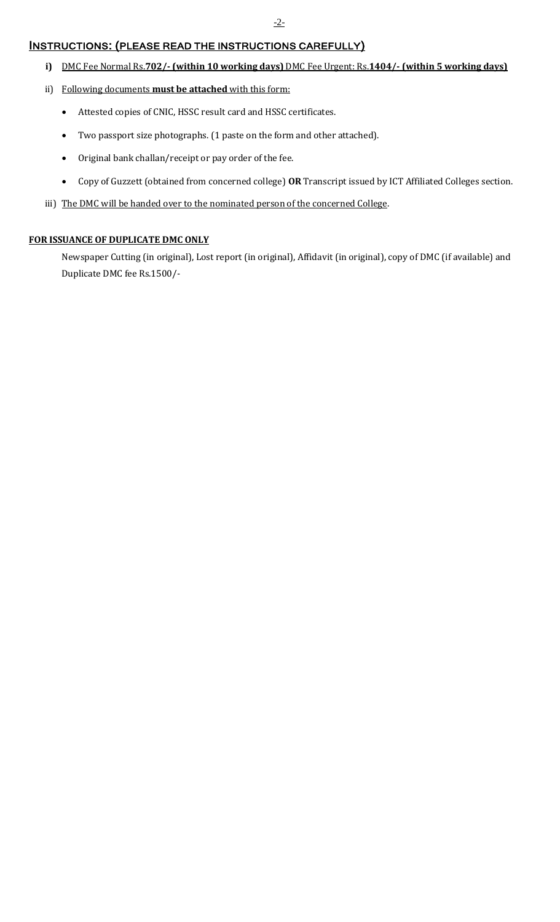## INSTRUCTIONS: (PLEASE READ THE INSTRUCTIONS CAREFULLY)

**i)** DMC Fee Normal Rs.**702/- (within 10 working days)** DMC Fee Urgent: Rs.**1404/- (within 5 working days)**

ii) Following documents **must be attached** with this form:

- Attested copies of CNIC, HSSC result card and HSSC certificates.
- Two passport size photographs. (1 paste on the form and other attached).
- Original bank challan/receipt or pay order of the fee.
- Copy of Guzzett (obtained from concerned college) **OR** Transcript issued by ICT Affiliated Colleges section.

iii) The DMC will be handed over to the nominated person of the concerned College.

**FOR ISSUANCE OF DUPLICATE DMC ONLY**

Newspaper Cutting (in original), Lost report (in original), Affidavit (in original), copy of DMC (if available) and Duplicate DMC fee Rs.1500/-